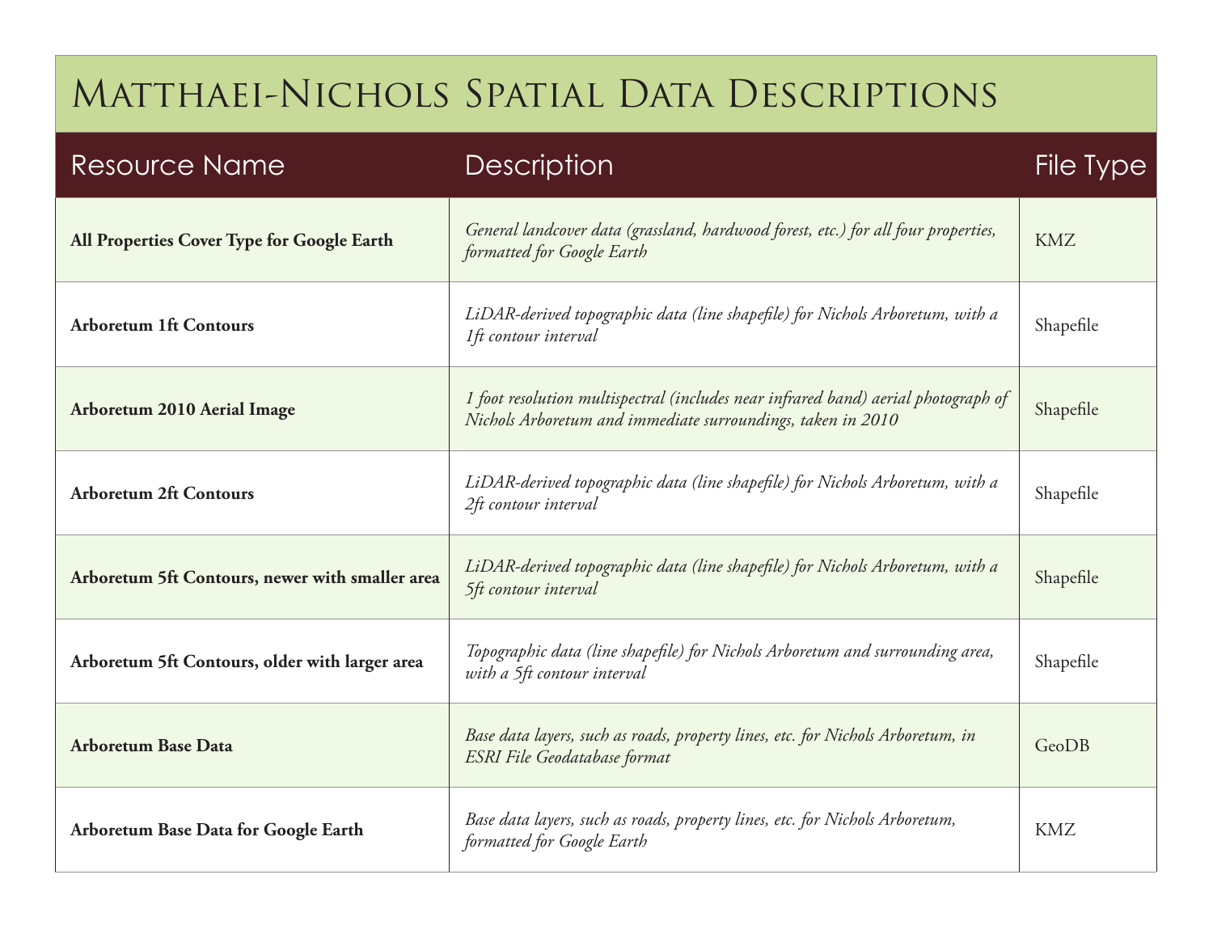# Matthaei-Nichols Spatial Data Descriptions

| Resource Name | Description | File Type |
|---|---|---|
| **All Properties Cover Type for Google Earth** | *General landcover data (grassland, hardwood forest, etc.) for all four properties, formatted for Google Earth* | KMZ |
| **Arboretum 1ft Contours** | *LiDAR-derived topographic data (line shapefile) for Nichols Arboretum, with a 1ft contour interval* | Shapefile |
| **Arboretum 2010 Aerial Image** | *1 foot resolution multispectral (includes near infrared band) aerial photograph of Nichols Arboretum and immediate surroundings, taken in 2010* | Shapefile |
| **Arboretum 2ft Contours** | *LiDAR-derived topographic data (line shapefile) for Nichols Arboretum, with a 2ft contour interval* | Shapefile |
| **Arboretum 5ft Contours, newer with smaller area** | *LiDAR-derived topographic data (line shapefile) for Nichols Arboretum, with a 5ft contour interval* | Shapefile |
| **Arboretum 5ft Contours, older with larger area** | *Topographic data (line shapefile) for Nichols Arboretum and surrounding area, with a 5ft contour interval* | Shapefile |
| **Arboretum Base Data** | *Base data layers, such as roads, property lines, etc. for Nichols Arboretum, in ESRI File Geodatabase format* | GeoDB |
| **Arboretum Base Data for Google Earth** | *Base data layers, such as roads, property lines, etc. for Nichols Arboretum, formatted for Google Earth* | KMZ |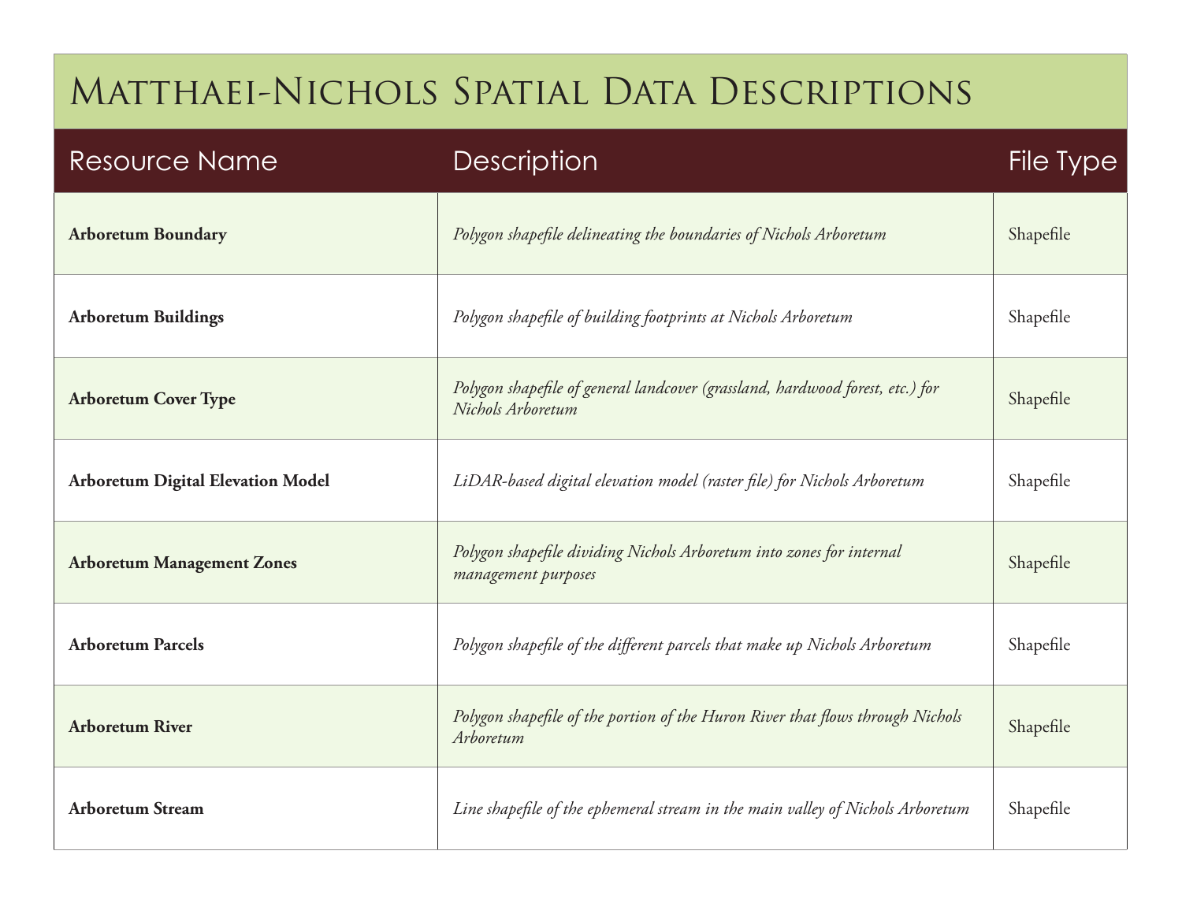# Matthaei-Nichols Spatial Data Descriptions

| Resource Name | Description | File Type |
| --- | --- | --- |
| **Arboretum Boundary** | *Polygon shapefile delineating the boundaries of Nichols Arboretum* | Shapefile |
| **Arboretum Buildings** | *Polygon shapefile of building footprints at Nichols Arboretum* | Shapefile |
| **Arboretum Cover Type** | *Polygon shapefile of general landcover (grassland, hardwood forest, etc.) for Nichols Arboretum* | Shapefile |
| **Arboretum Digital Elevation Model** | *LiDAR-based digital elevation model (raster file) for Nichols Arboretum* | Shapefile |
| **Arboretum Management Zones** | *Polygon shapefile dividing Nichols Arboretum into zones for internal management purposes* | Shapefile |
| **Arboretum Parcels** | *Polygon shapefile of the different parcels that make up Nichols Arboretum* | Shapefile |
| **Arboretum River** | *Polygon shapefile of the portion of the Huron River that flows through Nichols Arboretum* | Shapefile |
| **Arboretum Stream** | *Line shapefile of the ephemeral stream in the main valley of Nichols Arboretum* | Shapefile |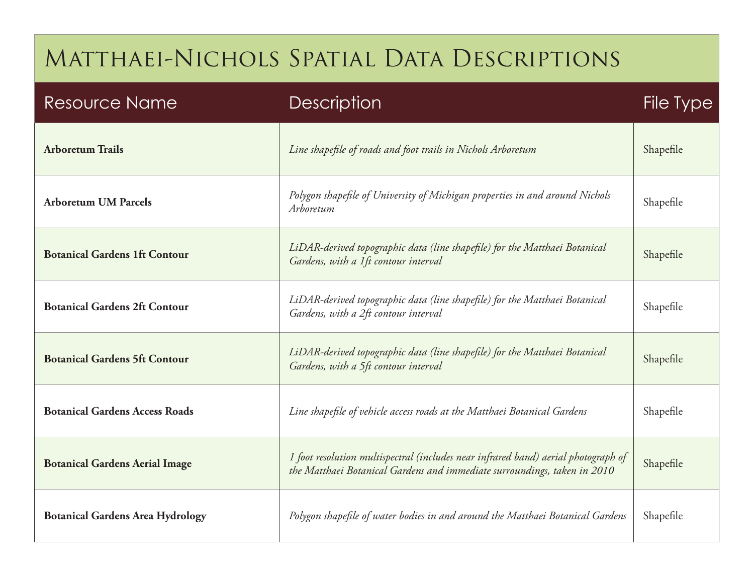# Matthaei-Nichols Spatial Data Descriptions

| Resource Name | Description | File Type |
|---|---|---|
| **Arboretum Trails** | *Line shapefile of roads and foot trails in Nichols Arboretum* | Shapefile |
| **Arboretum UM Parcels** | *Polygon shapefile of University of Michigan properties in and around Nichols Arboretum* | Shapefile |
| **Botanical Gardens 1ft Contour** | *LiDAR-derived topographic data (line shapefile) for the Matthaei Botanical Gardens, with a 1ft contour interval* | Shapefile |
| **Botanical Gardens 2ft Contour** | *LiDAR-derived topographic data (line shapefile) for the Matthaei Botanical Gardens, with a 2ft contour interval* | Shapefile |
| **Botanical Gardens 5ft Contour** | *LiDAR-derived topographic data (line shapefile) for the Matthaei Botanical Gardens, with a 5ft contour interval* | Shapefile |
| **Botanical Gardens Access Roads** | *Line shapefile of vehicle access roads at the Matthaei Botanical Gardens* | Shapefile |
| **Botanical Gardens Aerial Image** | *1 foot resolution multispectral (includes near infrared band) aerial photograph of the Matthaei Botanical Gardens and immediate surroundings, taken in 2010* | Shapefile |
| **Botanical Gardens Area Hydrology** | *Polygon shapefile of water bodies in and around the Matthaei Botanical Gardens* | Shapefile |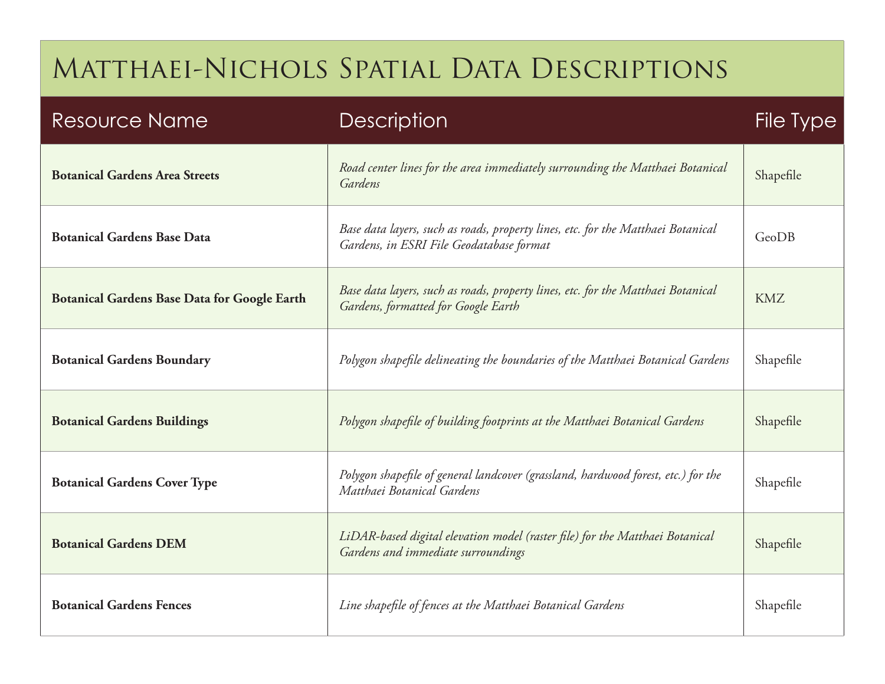# Matthaei-Nichols Spatial Data Descriptions

| Resource Name | Description | File Type |
|---|---|---|
| **Botanical Gardens Area Streets** | *Road center lines for the area immediately surrounding the Matthaei Botanical Gardens* | Shapefile |
| **Botanical Gardens Base Data** | *Base data layers, such as roads, property lines, etc. for the Matthaei Botanical Gardens, in ESRI File Geodatabase format* | GeoDB |
| **Botanical Gardens Base Data for Google Earth** | *Base data layers, such as roads, property lines, etc. for the Matthaei Botanical Gardens, formatted for Google Earth* | KMZ |
| **Botanical Gardens Boundary** | *Polygon shapefile delineating the boundaries of the Matthaei Botanical Gardens* | Shapefile |
| **Botanical Gardens Buildings** | *Polygon shapefile of building footprints at the Matthaei Botanical Gardens* | Shapefile |
| **Botanical Gardens Cover Type** | *Polygon shapefile of general landcover (grassland, hardwood forest, etc.) for the Matthaei Botanical Gardens* | Shapefile |
| **Botanical Gardens DEM** | *LiDAR-based digital elevation model (raster file) for the Matthaei Botanical Gardens and immediate surroundings* | Shapefile |
| **Botanical Gardens Fences** | *Line shapefile of fences at the Matthaei Botanical Gardens* | Shapefile |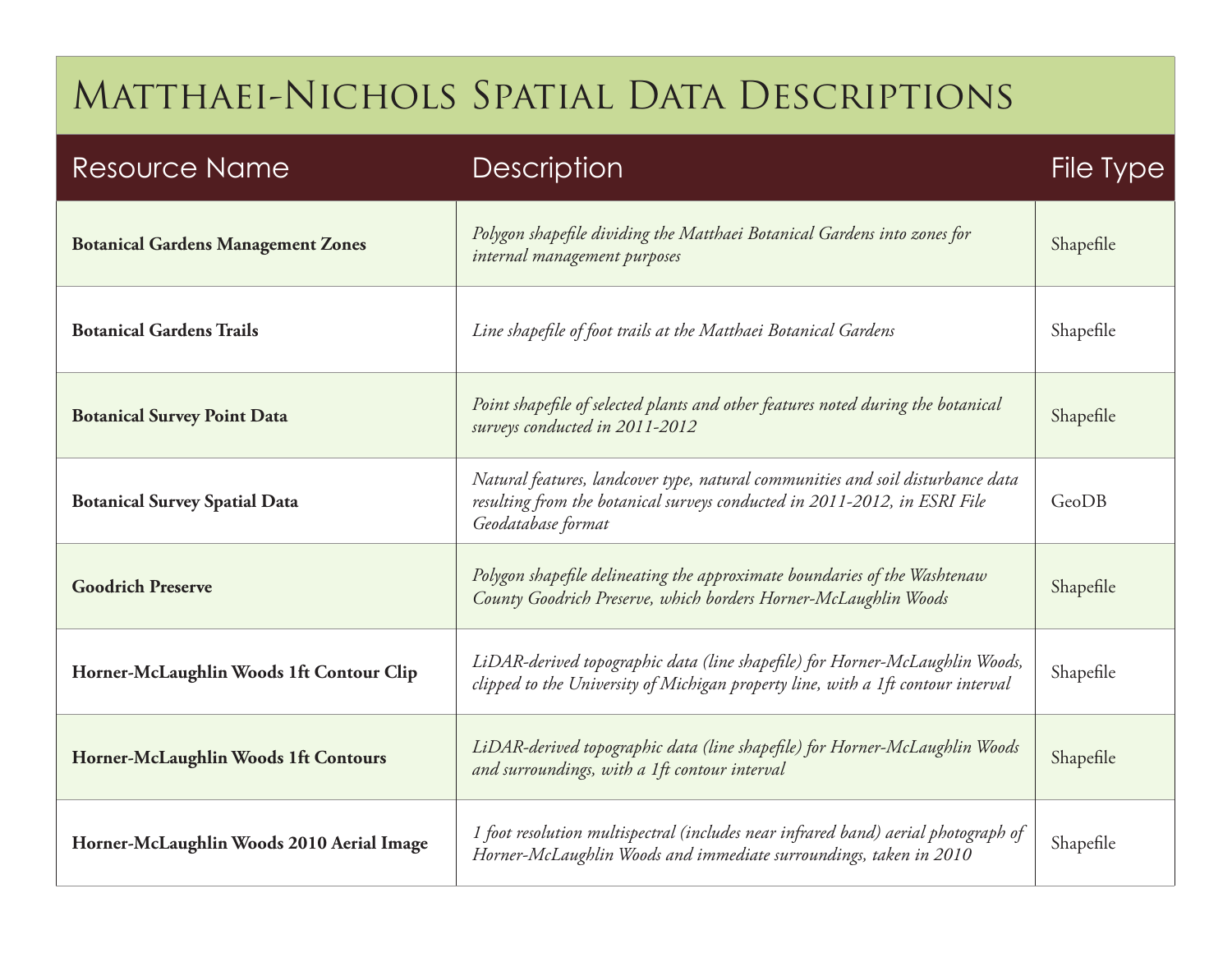# Matthaei-Nichols Spatial Data Descriptions

| Resource Name | Description | File Type |
|---|---|---|
| **Botanical Gardens Management Zones** | *Polygon shapefile dividing the Matthaei Botanical Gardens into zones for internal management purposes* | Shapefile |
| **Botanical Gardens Trails** | *Line shapefile of foot trails at the Matthaei Botanical Gardens* | Shapefile |
| **Botanical Survey Point Data** | *Point shapefile of selected plants and other features noted during the botanical surveys conducted in 2011-2012* | Shapefile |
| **Botanical Survey Spatial Data** | *Natural features, landcover type, natural communities and soil disturbance data resulting from the botanical surveys conducted in 2011-2012, in ESRI File Geodatabase format* | GeoDB |
| **Goodrich Preserve** | *Polygon shapefile delineating the approximate boundaries of the Washtenaw County Goodrich Preserve, which borders Horner-McLaughlin Woods* | Shapefile |
| **Horner-McLaughlin Woods 1ft Contour Clip** | *LiDAR-derived topographic data (line shapefile) for Horner-McLaughlin Woods, clipped to the University of Michigan property line, with a 1ft contour interval* | Shapefile |
| **Horner-McLaughlin Woods 1ft Contours** | *LiDAR-derived topographic data (line shapefile) for Horner-McLaughlin Woods and surroundings, with a 1ft contour interval* | Shapefile |
| **Horner-McLaughlin Woods 2010 Aerial Image** | *1 foot resolution multispectral (includes near infrared band) aerial photograph of Horner-McLaughlin Woods and immediate surroundings, taken in 2010* | Shapefile |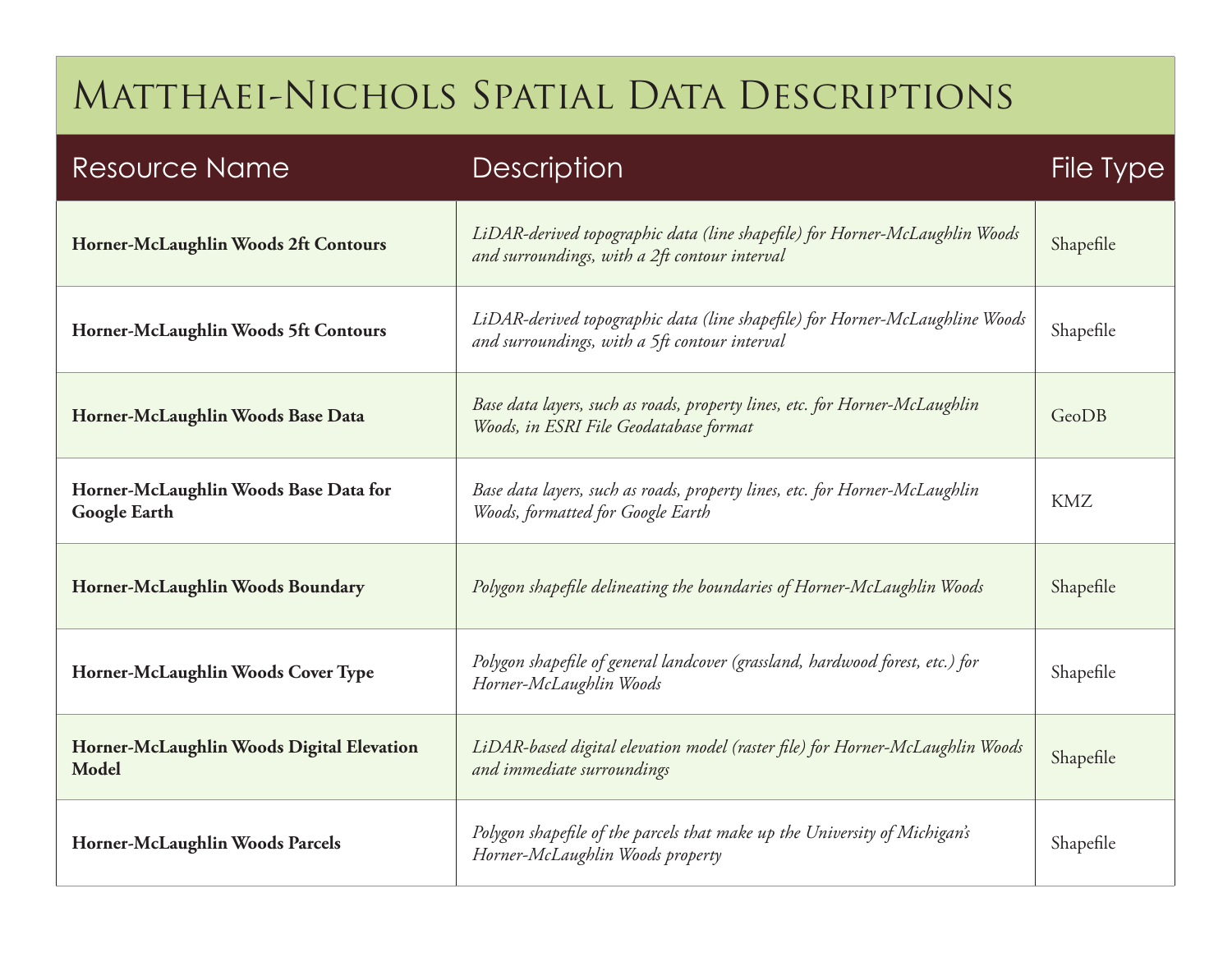# Matthaei-Nichols Spatial Data Descriptions

| Resource Name | Description | File Type |
|---|---|---|
| **Horner-McLaughlin Woods 2ft Contours** | *LiDAR-derived topographic data (line shapefile) for Horner-McLaughlin Woods and surroundings, with a 2ft contour interval* | Shapefile |
| **Horner-McLaughlin Woods 5ft Contours** | *LiDAR-derived topographic data (line shapefile) for Horner-McLaughline Woods and surroundings, with a 5ft contour interval* | Shapefile |
| **Horner-McLaughlin Woods Base Data** | *Base data layers, such as roads, property lines, etc. for Horner-McLaughlin Woods, in ESRI File Geodatabase format* | GeoDB |
| **Horner-McLaughlin Woods Base Data for Google Earth** | *Base data layers, such as roads, property lines, etc. for Horner-McLaughlin Woods, formatted for Google Earth* | KMZ |
| **Horner-McLaughlin Woods Boundary** | *Polygon shapefile delineating the boundaries of Horner-McLaughlin Woods* | Shapefile |
| **Horner-McLaughlin Woods Cover Type** | *Polygon shapefile of general landcover (grassland, hardwood forest, etc.) for Horner-McLaughlin Woods* | Shapefile |
| **Horner-McLaughlin Woods Digital Elevation Model** | *LiDAR-based digital elevation model (raster file) for Horner-McLaughlin Woods and immediate surroundings* | Shapefile |
| **Horner-McLaughlin Woods Parcels** | *Polygon shapefile of the parcels that make up the University of Michigan's Horner-McLaughlin Woods property* | Shapefile |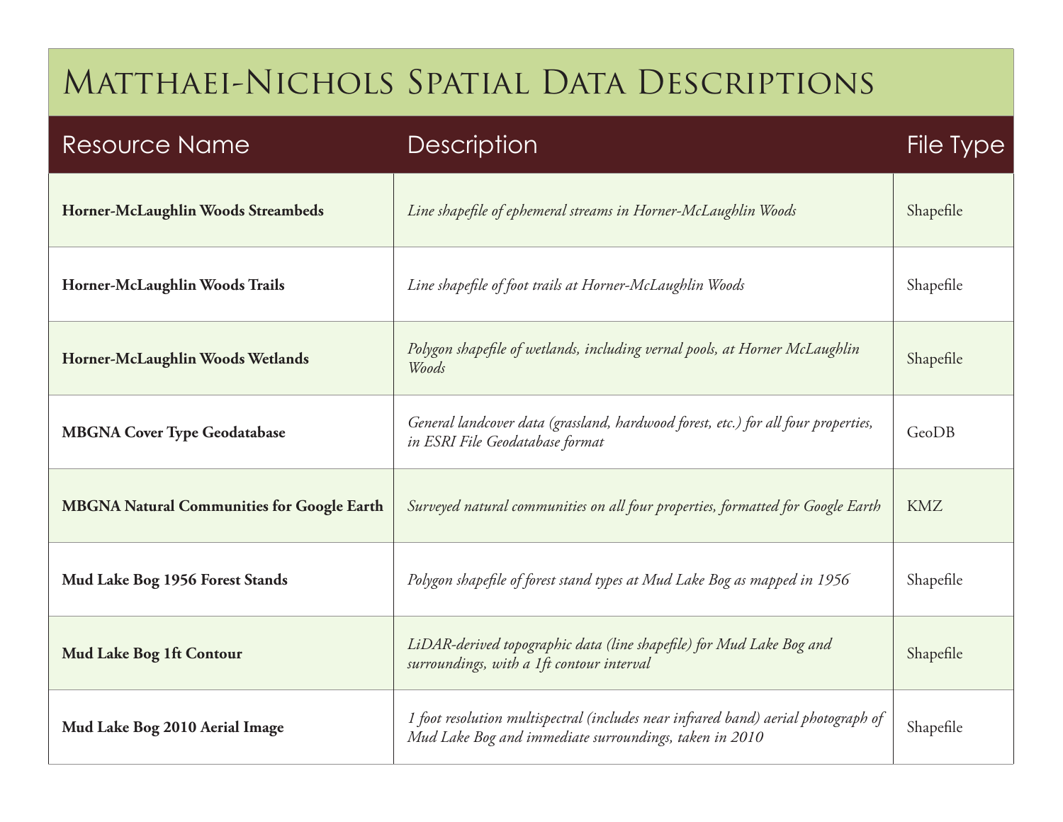# Matthaei-Nichols Spatial Data Descriptions

| Resource Name | Description | File Type |
|---|---|---|
| **Horner-McLaughlin Woods Streambeds** | *Line shapefile of ephemeral streams in Horner-McLaughlin Woods* | Shapefile |
| **Horner-McLaughlin Woods Trails** | *Line shapefile of foot trails at Horner-McLaughlin Woods* | Shapefile |
| **Horner-McLaughlin Woods Wetlands** | *Polygon shapefile of wetlands, including vernal pools, at Horner McLaughlin Woods* | Shapefile |
| **MBGNA Cover Type Geodatabase** | *General landcover data (grassland, hardwood forest, etc.) for all four properties, in ESRI File Geodatabase format* | GeoDB |
| **MBGNA Natural Communities for Google Earth** | *Surveyed natural communities on all four properties, formatted for Google Earth* | KMZ |
| **Mud Lake Bog 1956 Forest Stands** | *Polygon shapefile of forest stand types at Mud Lake Bog as mapped in 1956* | Shapefile |
| **Mud Lake Bog 1ft Contour** | *LiDAR-derived topographic data (line shapefile) for Mud Lake Bog and surroundings, with a 1ft contour interval* | Shapefile |
| **Mud Lake Bog 2010 Aerial Image** | *1 foot resolution multispectral (includes near infrared band) aerial photograph of Mud Lake Bog and immediate surroundings, taken in 2010* | Shapefile |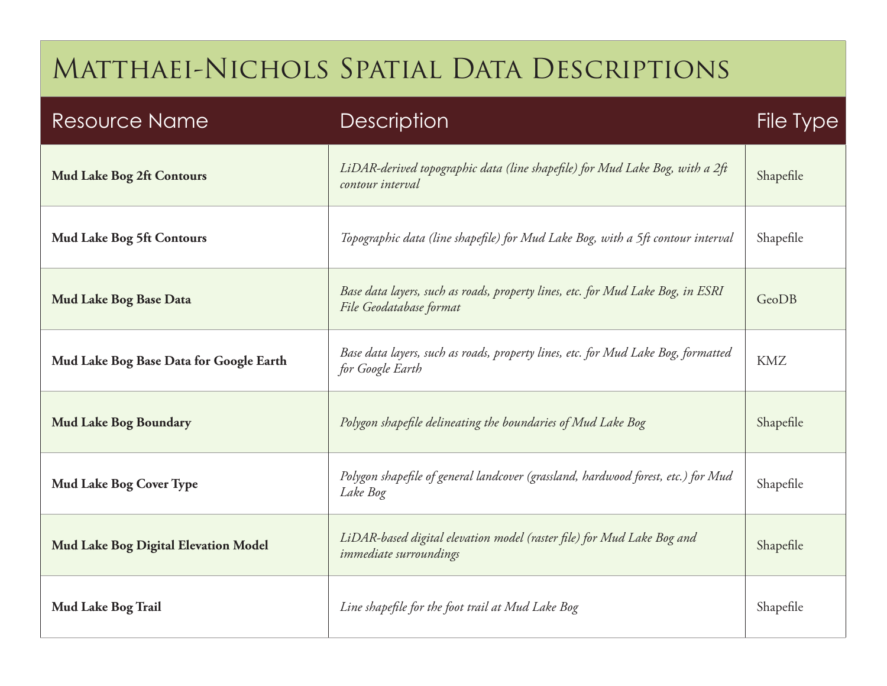# Matthaei-Nichols Spatial Data Descriptions

| Resource Name | Description | File Type |
| --- | --- | --- |
| **Mud Lake Bog 2ft Contours** | *LiDAR-derived topographic data (line shapefile) for Mud Lake Bog, with a 2ft contour interval* | Shapefile |
| **Mud Lake Bog 5ft Contours** | *Topographic data (line shapefile) for Mud Lake Bog, with a 5ft contour interval* | Shapefile |
| **Mud Lake Bog Base Data** | *Base data layers, such as roads, property lines, etc. for Mud Lake Bog, in ESRI File Geodatabase format* | GeoDB |
| **Mud Lake Bog Base Data for Google Earth** | *Base data layers, such as roads, property lines, etc. for Mud Lake Bog, formatted for Google Earth* | KMZ |
| **Mud Lake Bog Boundary** | *Polygon shapefile delineating the boundaries of Mud Lake Bog* | Shapefile |
| **Mud Lake Bog Cover Type** | *Polygon shapefile of general landcover (grassland, hardwood forest, etc.) for Mud Lake Bog* | Shapefile |
| **Mud Lake Bog Digital Elevation Model** | *LiDAR-based digital elevation model (raster file) for Mud Lake Bog and immediate surroundings* | Shapefile |
| **Mud Lake Bog Trail** | *Line shapefile for the foot trail at Mud Lake Bog* | Shapefile |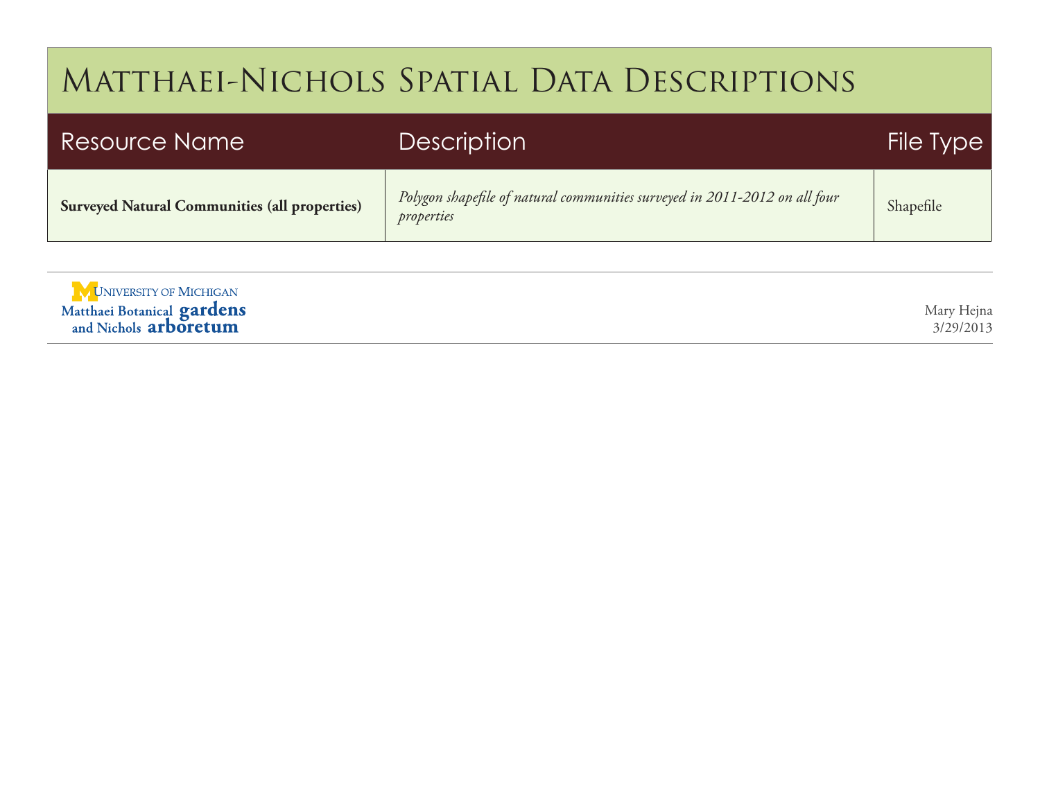# Matthaei-Nichols Spatial Data Descriptions

| Resource Name | Description | File Type |
|---|---|---|
| **Surveyed Natural Communities (all properties)** | *Polygon shapefile of natural communities surveyed in 2011-2012 on all four properties* | Shapefile |

University of Michigan
Matthaei Botanical gardens and Nichols arboretum

Mary Hejna
3/29/2013